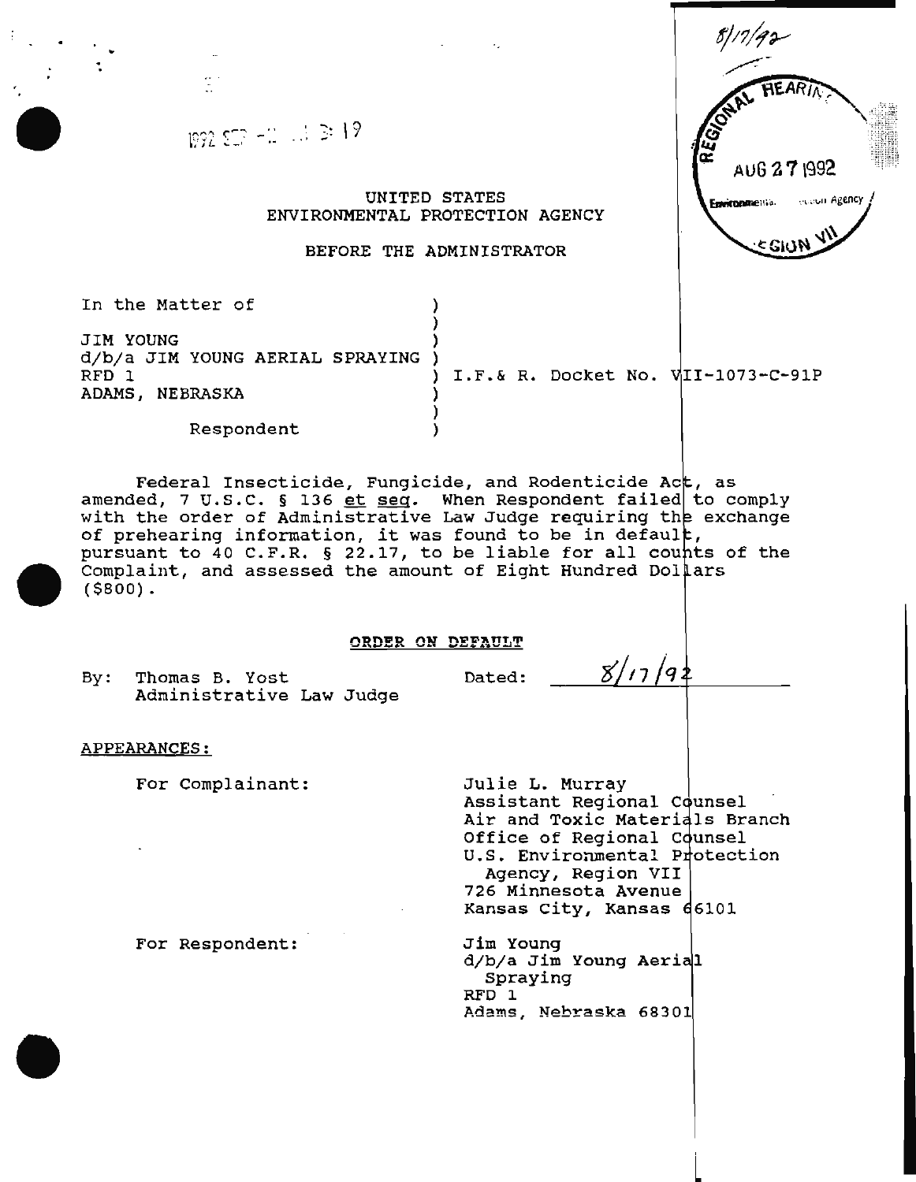8/17/92

REGIONAL HEARING
AUG 27 1992
Environmental Protection Agency
REGION VII

1992 SEP -11 3:19

UNITED STATES
ENVIRONMENTAL PROTECTION AGENCY

BEFORE THE ADMINISTRATOR

In the Matter of

JIM YOUNG
d/b/a JIM YOUNG AERIAL SPRAYING
RFD 1
ADAMS, NEBRASKA

Respondent

I.F.& R. Docket No. VII-1073-C-91P

Federal Insecticide, Fungicide, and Rodenticide Act, as amended, 7 U.S.C. § 136 et seq. When Respondent failed to comply with the order of Administrative Law Judge requiring the exchange of prehearing information, it was found to be in default, pursuant to 40 C.F.R. § 22.17, to be liable for all counts of the Complaint, and assessed the amount of Eight Hundred Dollars ($800).

**ORDER ON DEFAULT**

By: Thomas B. Yost
Administrative Law Judge

Dated: 8/17/92

APPEARANCES:

For Complainant:

Julie L. Murray
Assistant Regional Counsel
Air and Toxic Materials Branch
Office of Regional Counsel
U.S. Environmental Protection Agency, Region VII
726 Minnesota Avenue
Kansas City, Kansas 66101

For Respondent:

Jim Young
d/b/a Jim Young Aerial Spraying
RFD 1
Adams, Nebraska 68301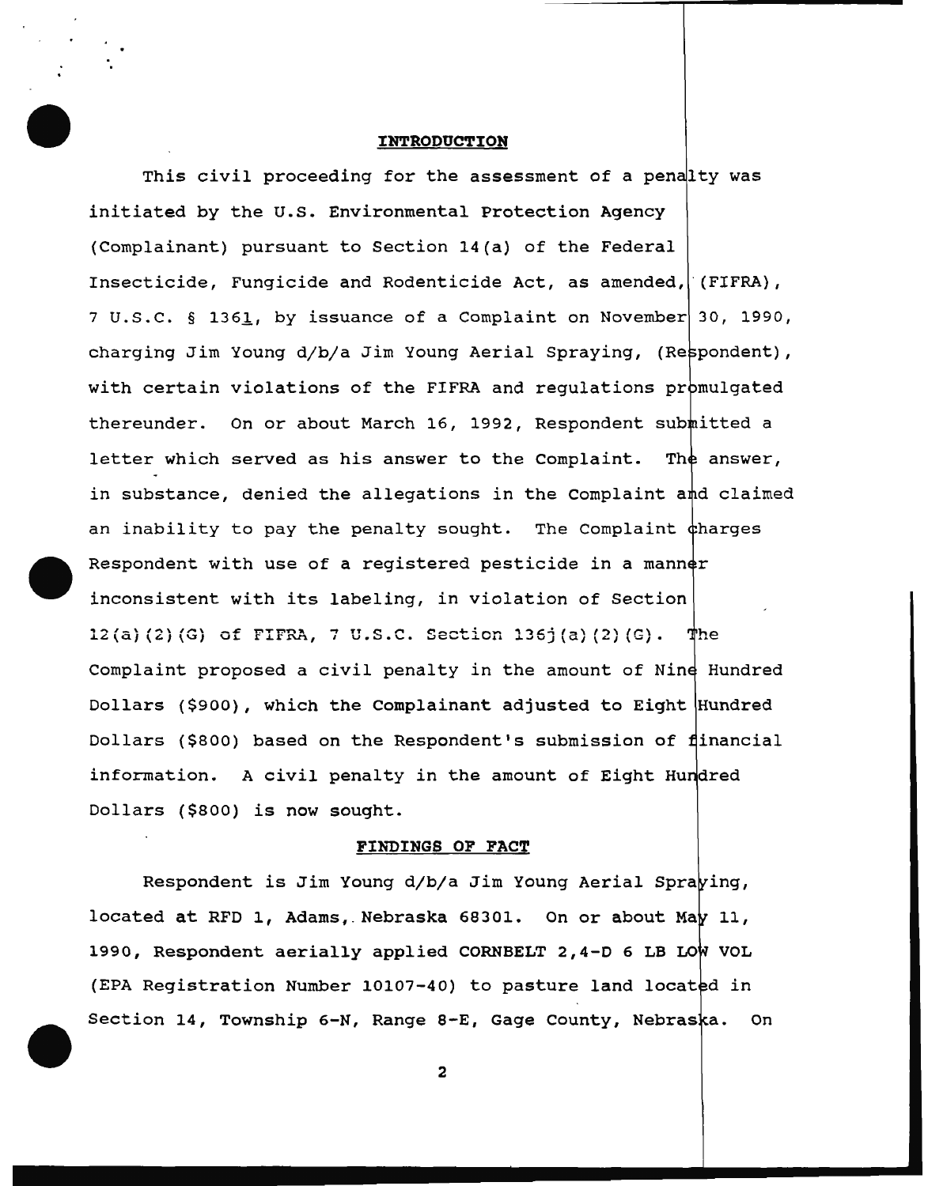## INTRODUCTION

This civil proceeding for the assessment of a penalty was initiated by the U.S. Environmental Protection Agency (Complainant) pursuant to Section 14(a) of the Federal Insecticide, Fungicide and Rodenticide Act, as amended, (FIFRA), 7 U.S.C. § 136l, by issuance of a Complaint on November 30, 1990, charging Jim Young d/b/a Jim Young Aerial Spraying, (Respondent), with certain violations of the FIFRA and regulations promulgated thereunder. On or about March 16, 1992, Respondent submitted a letter which served as his answer to the Complaint. The answer, in substance, denied the allegations in the Complaint and claimed an inability to pay the penalty sought. The Complaint charges Respondent with use of a registered pesticide in a manner inconsistent with its labeling, in violation of Section 12(a)(2)(G) of FIFRA, 7 U.S.C. Section 136j(a)(2)(G). The Complaint proposed a civil penalty in the amount of Nine Hundred Dollars ($900), which the Complainant adjusted to Eight Hundred Dollars ($800) based on the Respondent's submission of financial information. A civil penalty in the amount of Eight Hundred Dollars ($800) is now sought.

## FINDINGS OF FACT

Respondent is Jim Young d/b/a Jim Young Aerial Spraying, located at RFD 1, Adams, Nebraska 68301. On or about May 11, 1990, Respondent aerially applied CORNBELT 2,4-D 6 LB LOW VOL (EPA Registration Number 10107-40) to pasture land located in Section 14, Township 6-N, Range 8-E, Gage County, Nebraska. On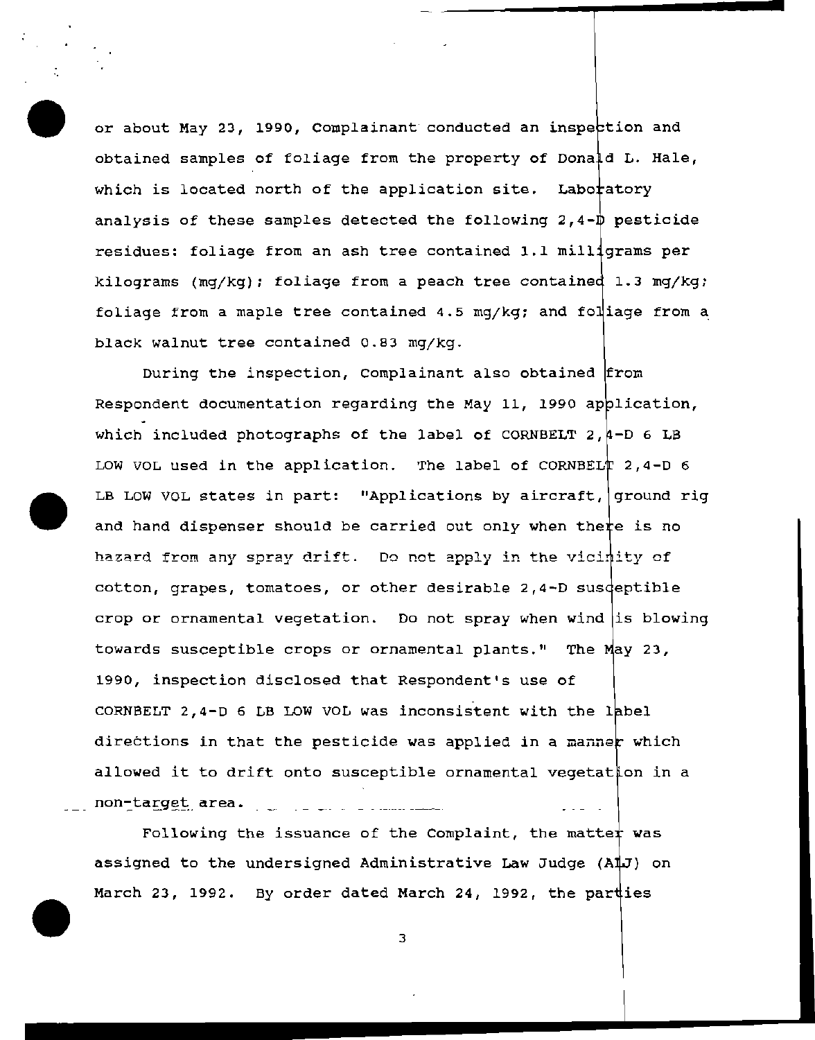or about May 23, 1990, Complainant conducted an inspection and obtained samples of foliage from the property of Donald L. Hale, which is located north of the application site. Laboratory analysis of these samples detected the following 2,4-D pesticide residues: foliage from an ash tree contained 1.1 milligrams per kilograms (mg/kg); foliage from a peach tree contained 1.3 mg/kg; foliage from a maple tree contained 4.5 mg/kg; and foliage from a black walnut tree contained 0.83 mg/kg.

During the inspection, Complainant also obtained from Respondent documentation regarding the May 11, 1990 application, which included photographs of the label of CORNBELT 2,4-D 6 LB LOW VOL used in the application. The label of CORNBELT 2,4-D 6 LB LOW VOL states in part: "Applications by aircraft, ground rig and hand dispenser should be carried out only when there is no hazard from any spray drift. Do not apply in the vicinity of cotton, grapes, tomatoes, or other desirable 2,4-D susceptible crop or ornamental vegetation. Do not spray when wind is blowing towards susceptible crops or ornamental plants." The May 23, 1990, inspection disclosed that Respondent's use of CORNBELT 2,4-D 6 LB LOW VOL was inconsistent with the label directions in that the pesticide was applied in a manner which allowed it to drift onto susceptible ornamental vegetation in a non-target area.

Following the issuance of the Complaint, the matter was assigned to the undersigned Administrative Law Judge (ALJ) on March 23, 1992. By order dated March 24, 1992, the parties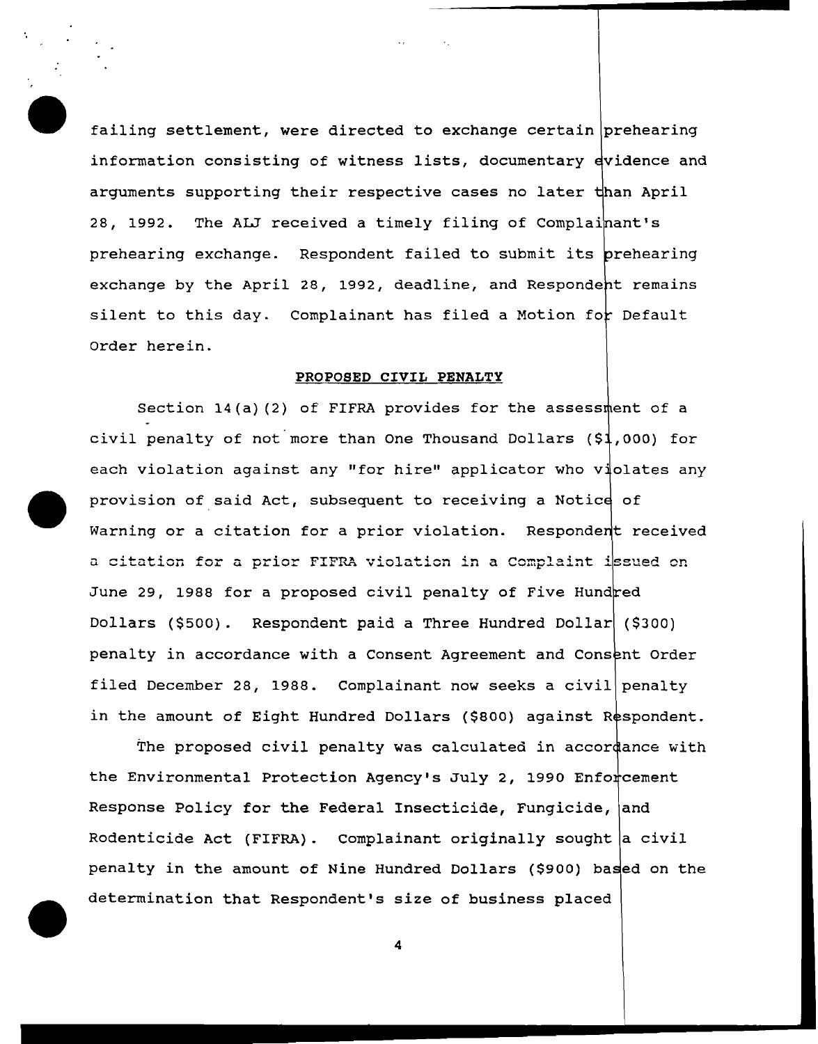failing settlement, were directed to exchange certain prehearing information consisting of witness lists, documentary evidence and arguments supporting their respective cases no later than April 28, 1992. The ALJ received a timely filing of Complainant's prehearing exchange. Respondent failed to submit its prehearing exchange by the April 28, 1992, deadline, and Respondent remains silent to this day. Complainant has filed a Motion for Default Order herein.

**PROPOSED CIVIL PENALTY**

Section 14(a)(2) of FIFRA provides for the assessment of a civil penalty of not more than One Thousand Dollars ($1,000) for each violation against any "for hire" applicator who violates any provision of said Act, subsequent to receiving a Notice of Warning or a citation for a prior violation. Respondent received a citation for a prior FIFRA violation in a Complaint issued on June 29, 1988 for a proposed civil penalty of Five Hundred Dollars ($500). Respondent paid a Three Hundred Dollar ($300) penalty in accordance with a Consent Agreement and Consent Order filed December 28, 1988. Complainant now seeks a civil penalty in the amount of Eight Hundred Dollars ($800) against Respondent.

The proposed civil penalty was calculated in accordance with the Environmental Protection Agency's July 2, 1990 Enforcement Response Policy for the Federal Insecticide, Fungicide, and Rodenticide Act (FIFRA). Complainant originally sought a civil penalty in the amount of Nine Hundred Dollars ($900) based on the determination that Respondent's size of business placed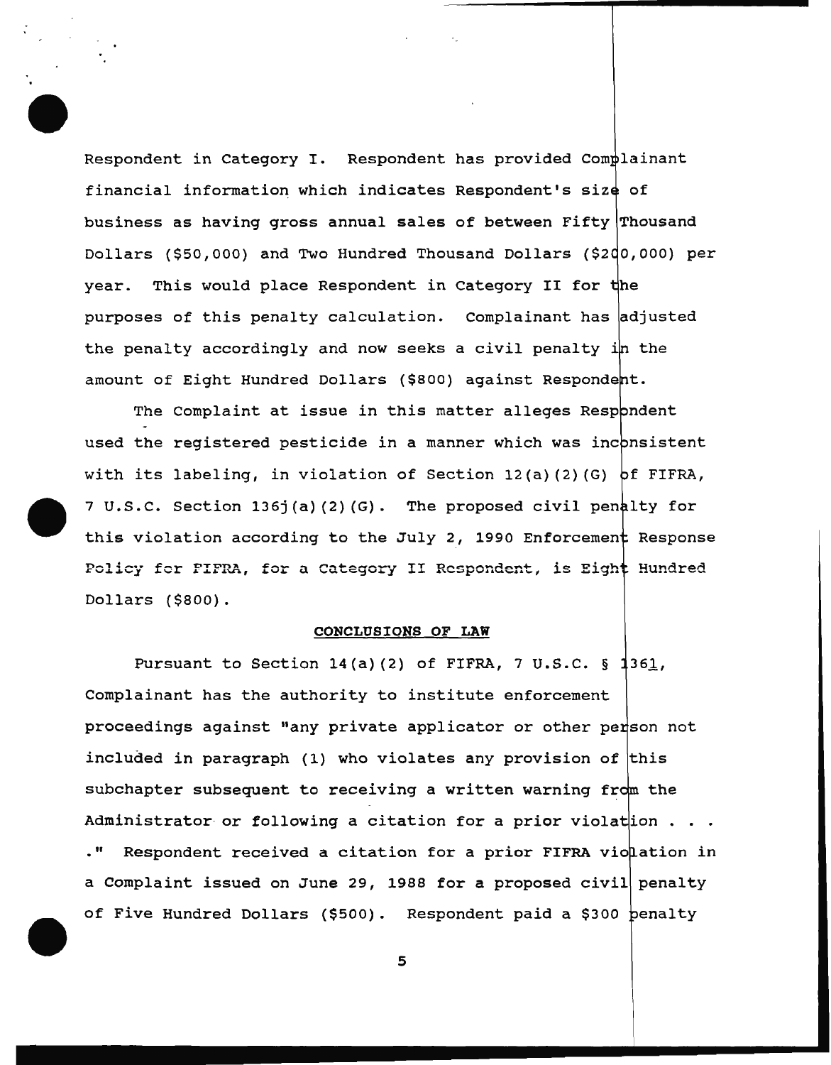Respondent in Category I. Respondent has provided Complainant financial information which indicates Respondent's size of business as having gross annual sales of between Fifty Thousand Dollars ($50,000) and Two Hundred Thousand Dollars ($200,000) per year. This would place Respondent in Category II for the purposes of this penalty calculation. Complainant has adjusted the penalty accordingly and now seeks a civil penalty in the amount of Eight Hundred Dollars ($800) against Respondent.

The Complaint at issue in this matter alleges Respondent used the registered pesticide in a manner which was inconsistent with its labeling, in violation of Section 12(a)(2)(G) of FIFRA, 7 U.S.C. Section 136j(a)(2)(G). The proposed civil penalty for this violation according to the July 2, 1990 Enforcement Response Policy for FIFRA, for a Category II Respondent, is Eight Hundred Dollars ($800).

**CONCLUSIONS OF LAW**

Pursuant to Section 14(a)(2) of FIFRA, 7 U.S.C. § 136l, Complainant has the authority to institute enforcement proceedings against "any private applicator or other person not included in paragraph (1) who violates any provision of this subchapter subsequent to receiving a written warning from the Administrator or following a citation for a prior violation . . . ." Respondent received a citation for a prior FIFRA violation in a Complaint issued on June 29, 1988 for a proposed civil penalty of Five Hundred Dollars ($500). Respondent paid a $300 penalty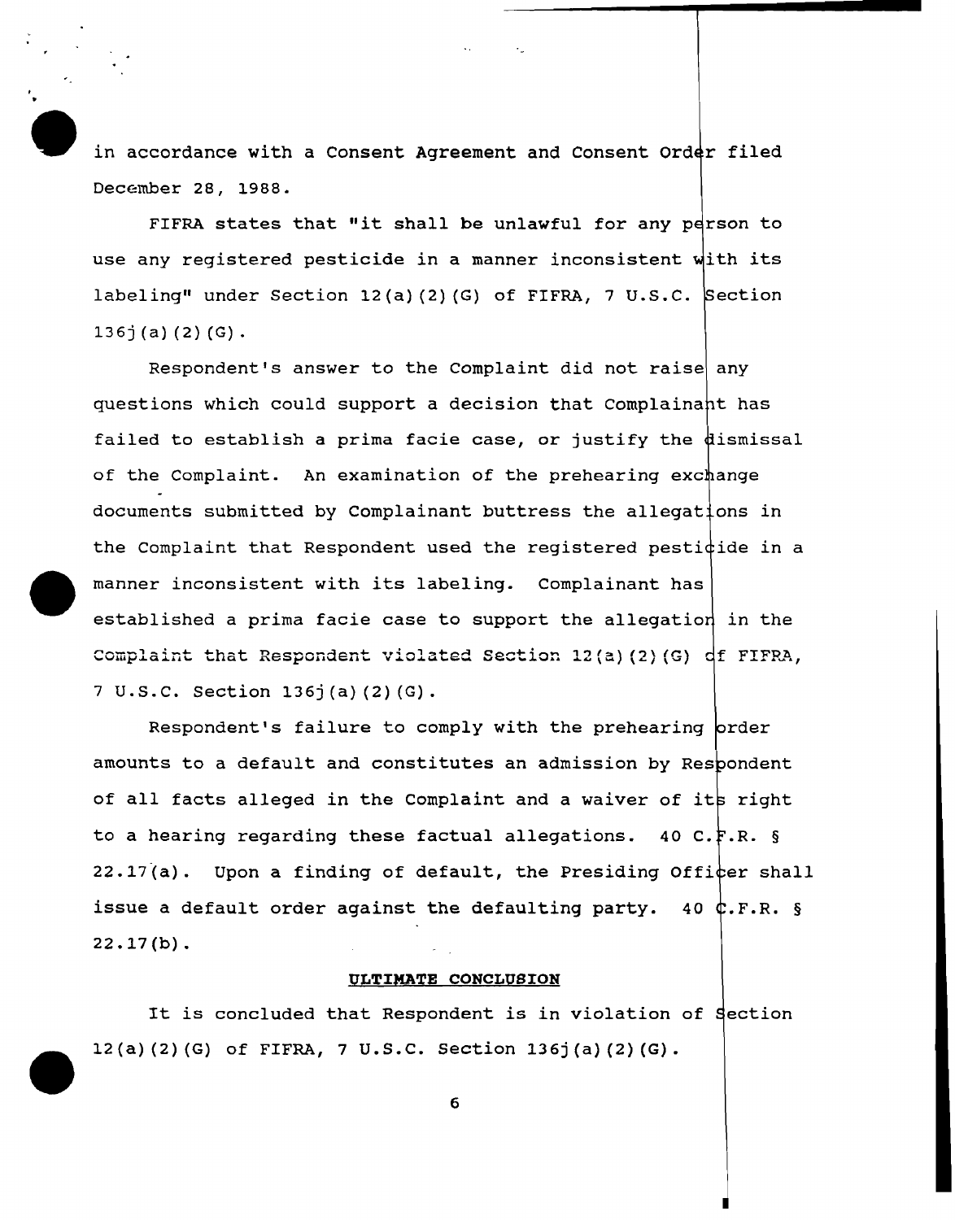in accordance with a Consent Agreement and Consent Order filed December 28, 1988.

FIFRA states that "it shall be unlawful for any person to use any registered pesticide in a manner inconsistent with its labeling" under Section 12(a)(2)(G) of FIFRA, 7 U.S.C. Section 136j(a)(2)(G).

Respondent's answer to the Complaint did not raise any questions which could support a decision that Complainant has failed to establish a prima facie case, or justify the dismissal of the Complaint. An examination of the prehearing exchange documents submitted by Complainant buttress the allegations in the Complaint that Respondent used the registered pesticide in a manner inconsistent with its labeling. Complainant has established a prima facie case to support the allegation in the Complaint that Respondent violated Section 12(a)(2)(G) of FIFRA, 7 U.S.C. Section 136j(a)(2)(G).

Respondent's failure to comply with the prehearing order amounts to a default and constitutes an admission by Respondent of all facts alleged in the Complaint and a waiver of its right to a hearing regarding these factual allegations. 40 C.F.R. § 22.17(a). Upon a finding of default, the Presiding Officer shall issue a default order against the defaulting party. 40 C.F.R. § 22.17(b).

**ULTIMATE CONCLUSION**

It is concluded that Respondent is in violation of Section 12(a)(2)(G) of FIFRA, 7 U.S.C. Section 136j(a)(2)(G).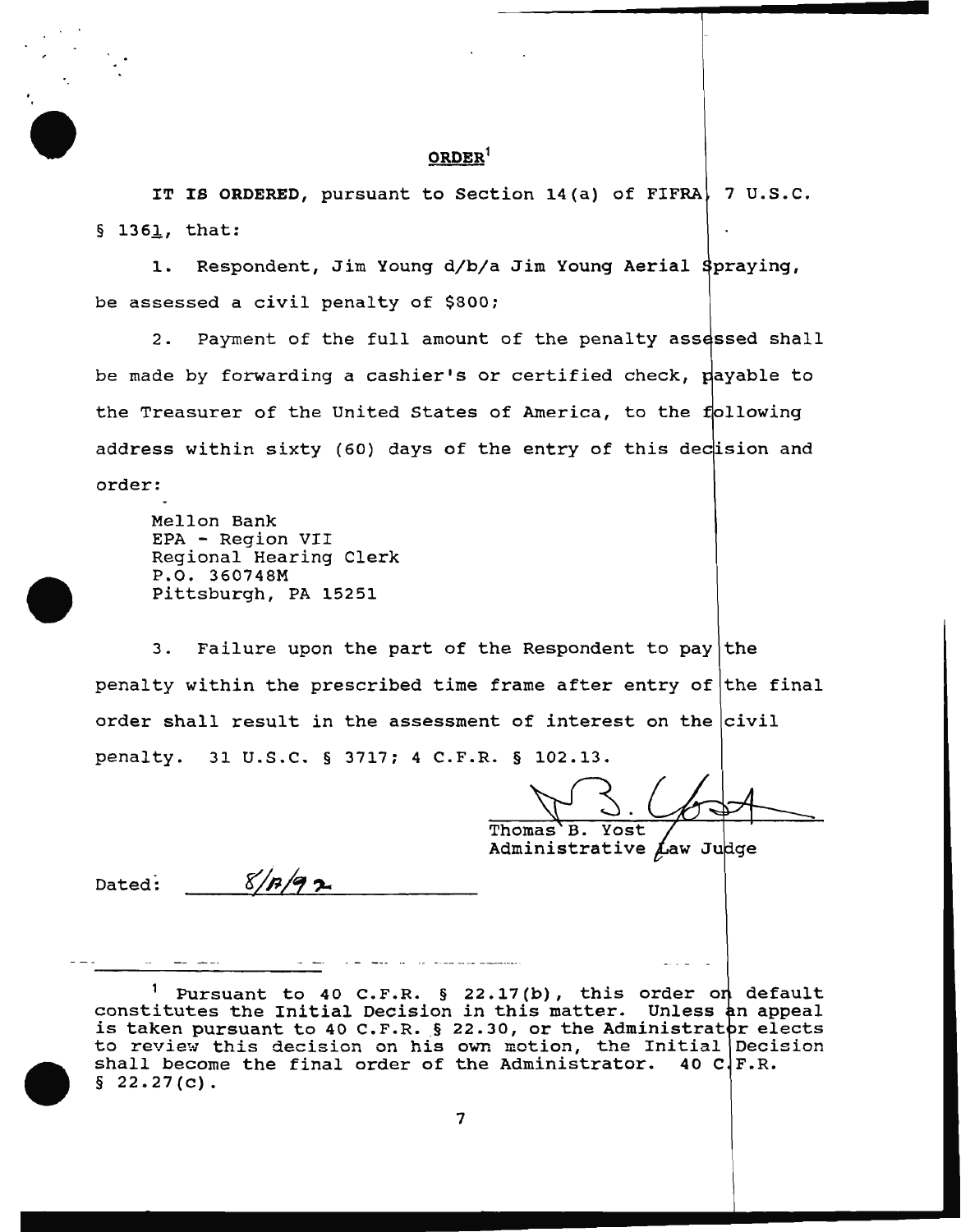## ORDER[1]

**IT IS ORDERED**, pursuant to Section 14(a) of FIFRA, 7 U.S.C. § 136l, that:

1. Respondent, Jim Young d/b/a Jim Young Aerial Spraying, be assessed a civil penalty of $800;

2. Payment of the full amount of the penalty assessed shall be made by forwarding a cashier's or certified check, payable to the Treasurer of the United States of America, to the following address within sixty (60) days of the entry of this decision and order:

   Mellon Bank
   EPA - Region VII
   Regional Hearing Clerk
   P.O. 360748M
   Pittsburgh, PA 15251

3. Failure upon the part of the Respondent to pay the penalty within the prescribed time frame after entry of the final order shall result in the assessment of interest on the civil penalty. 31 U.S.C. § 3717; 4 C.F.R. § 102.13.

Thomas B. Yost
Administrative Law Judge

Dated: 8/18/92

---

[1] Pursuant to 40 C.F.R. § 22.17(b), this order on default constitutes the Initial Decision in this matter. Unless an appeal is taken pursuant to 40 C.F.R. § 22.30, or the Administrator elects to review this decision on his own motion, the Initial Decision shall become the final order of the Administrator. 40 C.F.R. § 22.27(c).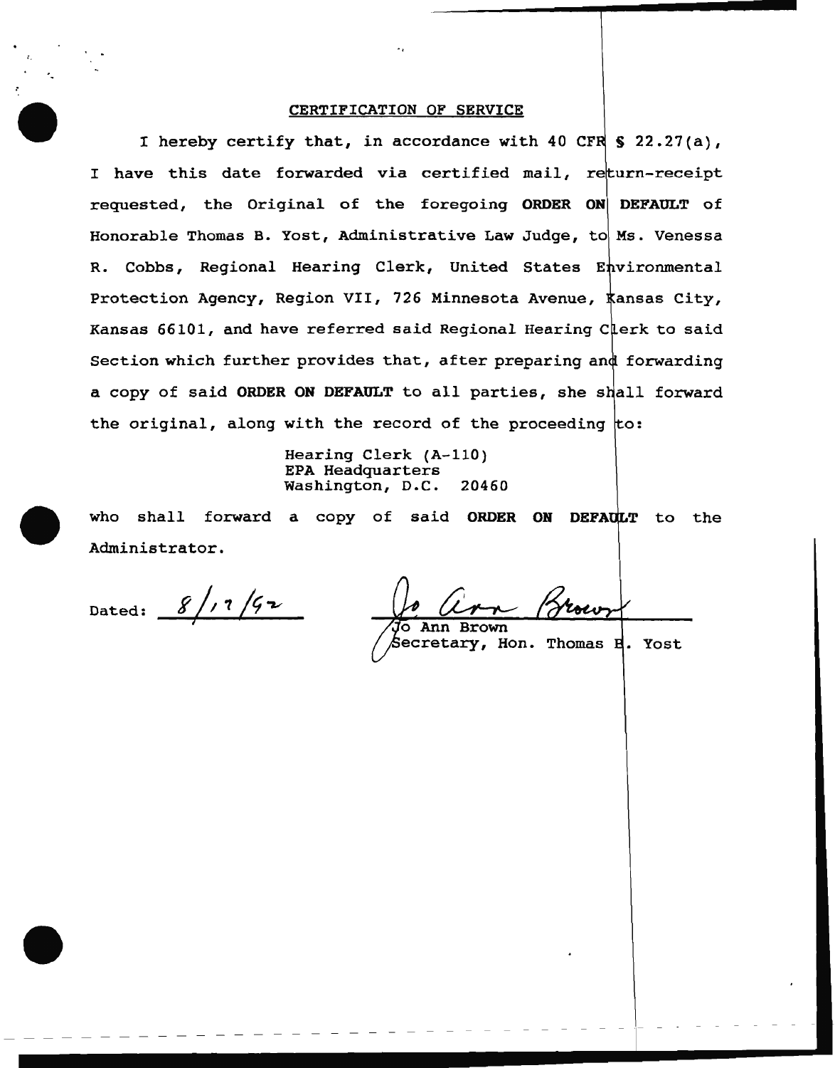## CERTIFICATION OF SERVICE

I hereby certify that, in accordance with 40 CFR § 22.27(a), I have this date forwarded via certified mail, return-receipt requested, the Original of the foregoing **ORDER ON DEFAULT** of Honorable Thomas B. Yost, Administrative Law Judge, to Ms. Venessa R. Cobbs, Regional Hearing Clerk, United States Environmental Protection Agency, Region VII, 726 Minnesota Avenue, Kansas City, Kansas 66101, and have referred said Regional Hearing Clerk to said Section which further provides that, after preparing and forwarding a copy of said **ORDER ON DEFAULT** to all parties, she shall forward the original, along with the record of the proceeding to:

Hearing Clerk (A-110)
EPA Headquarters
Washington, D.C. 20460

who shall forward a copy of said **ORDER ON DEFAULT** to the Administrator.

Dated: 8/17/92

Jo Ann Brown
Secretary, Hon. Thomas B. Yost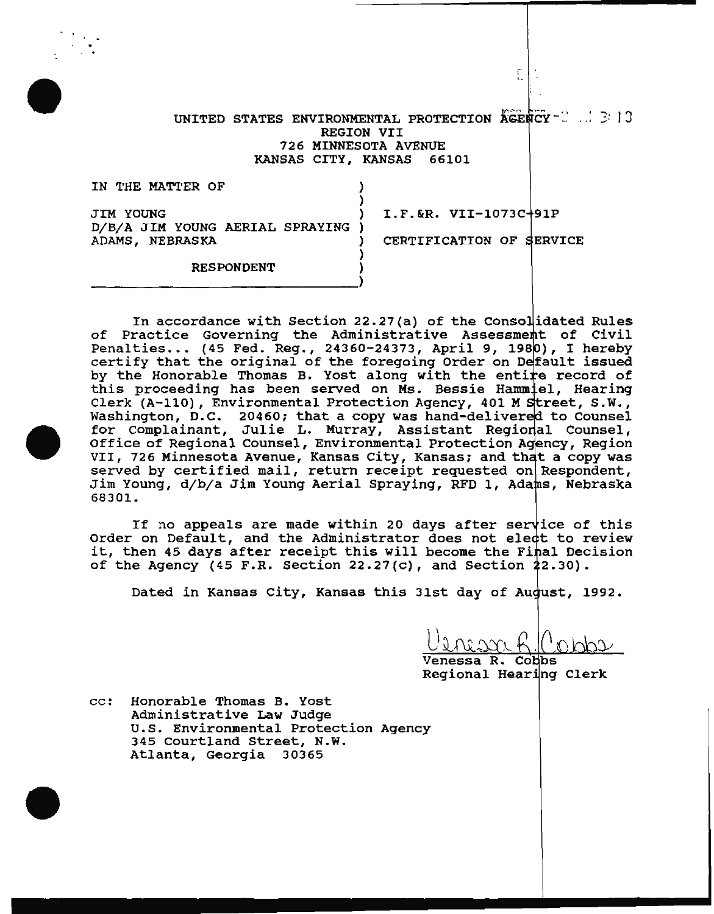UNITED STATES ENVIRONMENTAL PROTECTION AGENCY
REGION VII
726 MINNESOTA AVENUE
KANSAS CITY, KANSAS 66101

| | |
|---|---|
| IN THE MATTER OF<br><br>JIM YOUNG<br>D/B/A JIM YOUNG AERIAL SPRAYING<br>ADAMS, NEBRASKA<br><br>RESPONDENT | I.F.&R. VII-1073C-91P<br><br>CERTIFICATION OF SERVICE |

In accordance with Section 22.27(a) of the Consolidated Rules of Practice Governing the Administrative Assessment of Civil Penalties... (45 Fed. Reg., 24360-24373, April 9, 1980), I hereby certify that the original of the foregoing Order on Default issued by the Honorable Thomas B. Yost along with the entire record of this proceeding has been served on Ms. Bessie Hammiel, Hearing Clerk (A-110), Environmental Protection Agency, 401 M Street, S.W., Washington, D.C. 20460; that a copy was hand-delivered to Counsel for Complainant, Julie L. Murray, Assistant Regional Counsel, Office of Regional Counsel, Environmental Protection Agency, Region VII, 726 Minnesota Avenue, Kansas City, Kansas; and that a copy was served by certified mail, return receipt requested on Respondent, Jim Young, d/b/a Jim Young Aerial Spraying, RFD 1, Adams, Nebraska 68301.

If no appeals are made within 20 days after service of this Order on Default, and the Administrator does not elect to review it, then 45 days after receipt this will become the Final Decision of the Agency (45 F.R. Section 22.27(c), and Section 22.30).

Dated in Kansas City, Kansas this 31st day of August, 1992.

Venessa R. Cobbs
Regional Hearing Clerk

cc: Honorable Thomas B. Yost
Administrative Law Judge
U.S. Environmental Protection Agency
345 Courtland Street, N.W.
Atlanta, Georgia 30365